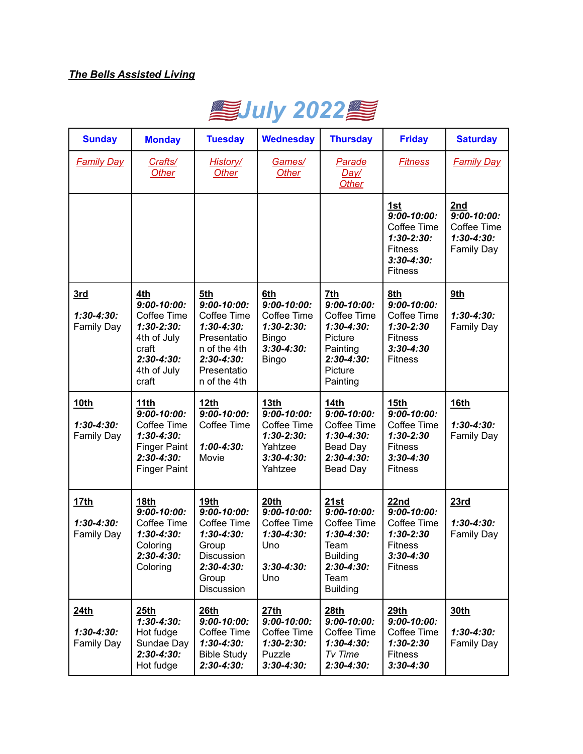***The Bells Assisted Living***

# 🇺🇸July 2022🇺🇸

| Sunday | Monday | Tuesday | Wednesday | Thursday | Friday | Saturday |
|---|---|---|---|---|---|---|
| *Family Day* | *Crafts/ Other* | *History/ Other* | *Games/ Other* | *Parade Day/ Other* | *Fitness* | *Family Day* |
| | | | | | **1st** ***9:00-10:00:*** Coffee Time ***1:30-2:30:*** Fitness ***3:30-4:30:*** Fitness | **2nd** ***9:00-10:00:*** Coffee Time ***1:30-4:30:*** Family Day |
| **3rd** ***1:30-4:30:*** Family Day | **4th** ***9:00-10:00:*** Coffee Time ***1:30-2:30:*** 4th of July craft ***2:30-4:30:*** 4th of July craft | **5th** ***9:00-10:00:*** Coffee Time ***1:30-4:30:*** Presentation of the 4th ***2:30-4:30:*** Presentation of the 4th | **6th** ***9:00-10:00:*** Coffee Time ***1:30-2:30:*** Bingo ***3:30-4:30:*** Bingo | **7th** ***9:00-10:00:*** Coffee Time ***1:30-4:30:*** Picture Painting ***2:30-4:30:*** Picture Painting | **8th** ***9:00-10:00:*** Coffee Time ***1:30-2:30*** Fitness ***3:30-4:30*** Fitness | **9th** ***1:30-4:30:*** Family Day |
| **10th** ***1:30-4:30:*** Family Day | **11th** ***9:00-10:00:*** Coffee Time ***1:30-4:30:*** Finger Paint ***2:30-4:30:*** Finger Paint | **12th** ***9:00-10:00:*** Coffee Time ***1:00-4:30:*** Movie | **13th** ***9:00-10:00:*** Coffee Time ***1:30-2:30:*** Yahtzee ***3:30-4:30:*** Yahtzee | **14th** ***9:00-10:00:*** Coffee Time ***1:30-4:30:*** Bead Day ***2:30-4:30:*** Bead Day | **15th** ***9:00-10:00:*** Coffee Time ***1:30-2:30*** Fitness ***3:30-4:30*** Fitness | **16th** ***1:30-4:30:*** Family Day |
| **17th** ***1:30-4:30:*** Family Day | **18th** ***9:00-10:00:*** Coffee Time ***1:30-4:30:*** Coloring ***2:30-4:30:*** Coloring | **19th** ***9:00-10:00:*** Coffee Time ***1:30-4:30:*** Group Discussion ***2:30-4:30:*** Group Discussion | **20th** ***9:00-10:00:*** Coffee Time ***1:30-4:30:*** Uno ***3:30-4:30:*** Uno | **21st** ***9:00-10:00:*** Coffee Time ***1:30-4:30:*** Team Building ***2:30-4:30:*** Team Building | **22nd** ***9:00-10:00:*** Coffee Time ***1:30-2:30*** Fitness ***3:30-4:30*** Fitness | **23rd** ***1:30-4:30:*** Family Day |
| **24th** ***1:30-4:30:*** Family Day | **25th** ***1:30-4:30:*** Hot fudge Sundae Day ***2:30-4:30:*** Hot fudge | **26th** ***9:00-10:00:*** Coffee Time ***1:30-4:30:*** Bible Study ***2:30-4:30:*** | **27th** ***9:00-10:00:*** Coffee Time ***1:30-2:30:*** Puzzle ***3:30-4:30:*** | **28th** ***9:00-10:00:*** Coffee Time ***1:30-4:30:*** *Tv Time* ***2:30-4:30:*** | **29th** ***9:00-10:00:*** Coffee Time ***1:30-2:30*** Fitness ***3:30-4:30*** | **30th** ***1:30-4:30:*** Family Day |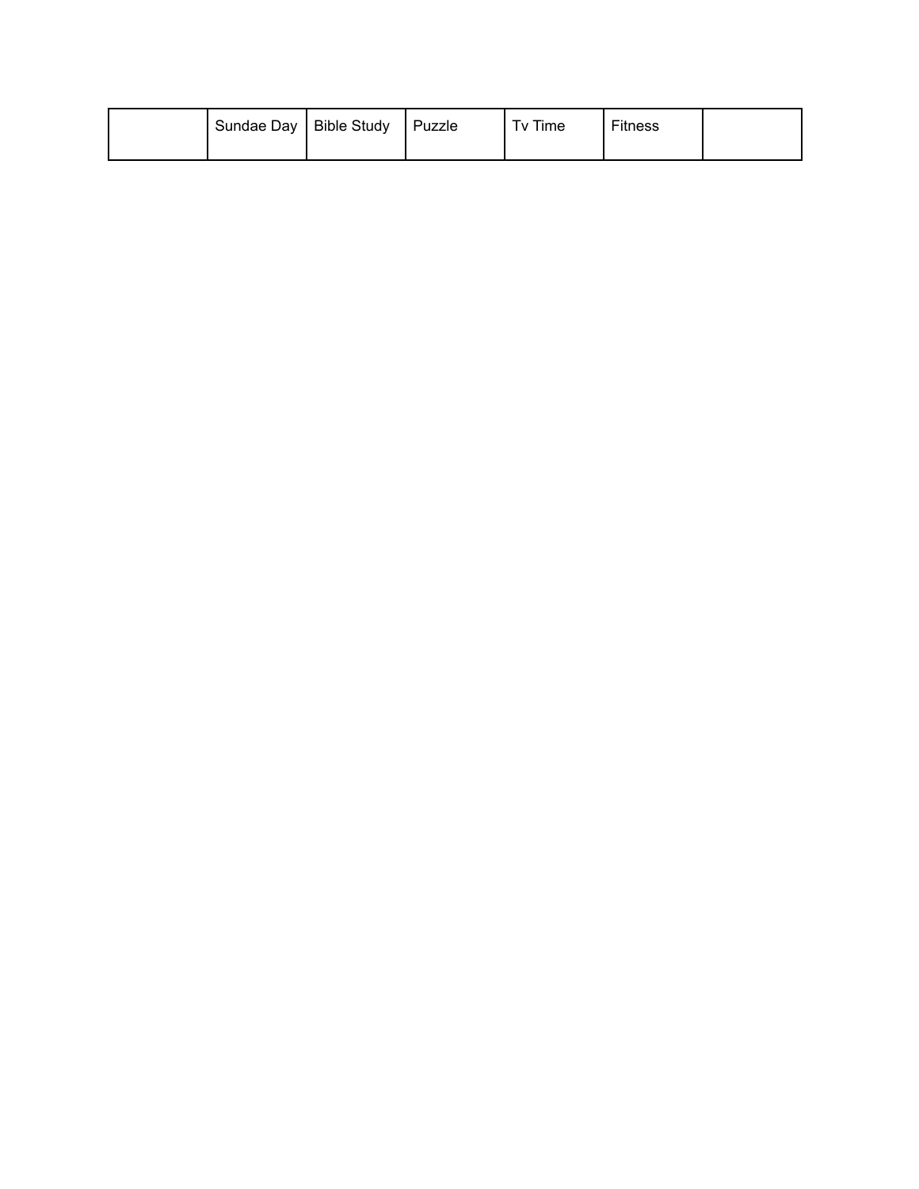| | | | | | | |
|---|---|---|---|---|---|---|
| | Sundae Day | Bible Study | Puzzle | Tv Time | Fitness | |